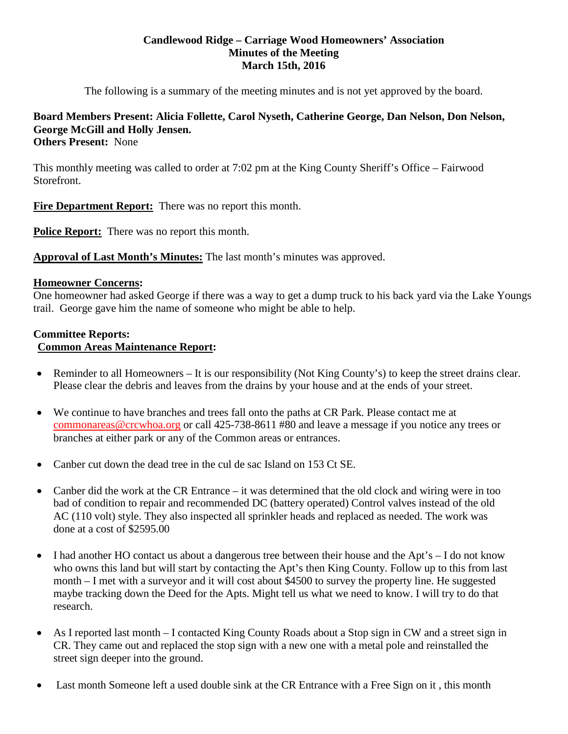# Candlewood Ridge – Carriage Wood Homeowners' Association
## Minutes of the Meeting
## March 15th, 2016

The following is a summary of the meeting minutes and is not yet approved by the board.

**Board Members Present: Alicia Follette, Carol Nyseth, Catherine George, Dan Nelson, Don Nelson, George McGill and Holly Jensen.**
**Others Present:** None

This monthly meeting was called to order at 7:02 pm at the King County Sheriff's Office – Fairwood Storefront.

**Fire Department Report:** There was no report this month.

**Police Report:** There was no report this month.

**Approval of Last Month's Minutes:** The last month's minutes was approved.

**Homeowner Concerns:**
One homeowner had asked George if there was a way to get a dump truck to his back yard via the Lake Youngs trail. George gave him the name of someone who might be able to help.

**Committee Reports:**
**Common Areas Maintenance Report:**

- Reminder to all Homeowners – It is our responsibility (Not King County's) to keep the street drains clear. Please clear the debris and leaves from the drains by your house and at the ends of your street.
- We continue to have branches and trees fall onto the paths at CR Park. Please contact me at commonareas@crcwhoa.org or call 425-738-8611 #80 and leave a message if you notice any trees or branches at either park or any of the Common areas or entrances.
- Canber cut down the dead tree in the cul de sac Island on 153 Ct SE.
- Canber did the work at the CR Entrance – it was determined that the old clock and wiring were in too bad of condition to repair and recommended DC (battery operated) Control valves instead of the old AC (110 volt) style. They also inspected all sprinkler heads and replaced as needed. The work was done at a cost of $2595.00
- I had another HO contact us about a dangerous tree between their house and the Apt's – I do not know who owns this land but will start by contacting the Apt's then King County. Follow up to this from last month – I met with a surveyor and it will cost about $4500 to survey the property line. He suggested maybe tracking down the Deed for the Apts. Might tell us what we need to know. I will try to do that research.
- As I reported last month – I contacted King County Roads about a Stop sign in CW and a street sign in CR. They came out and replaced the stop sign with a new one with a metal pole and reinstalled the street sign deeper into the ground.
- Last month Someone left a used double sink at the CR Entrance with a Free Sign on it , this month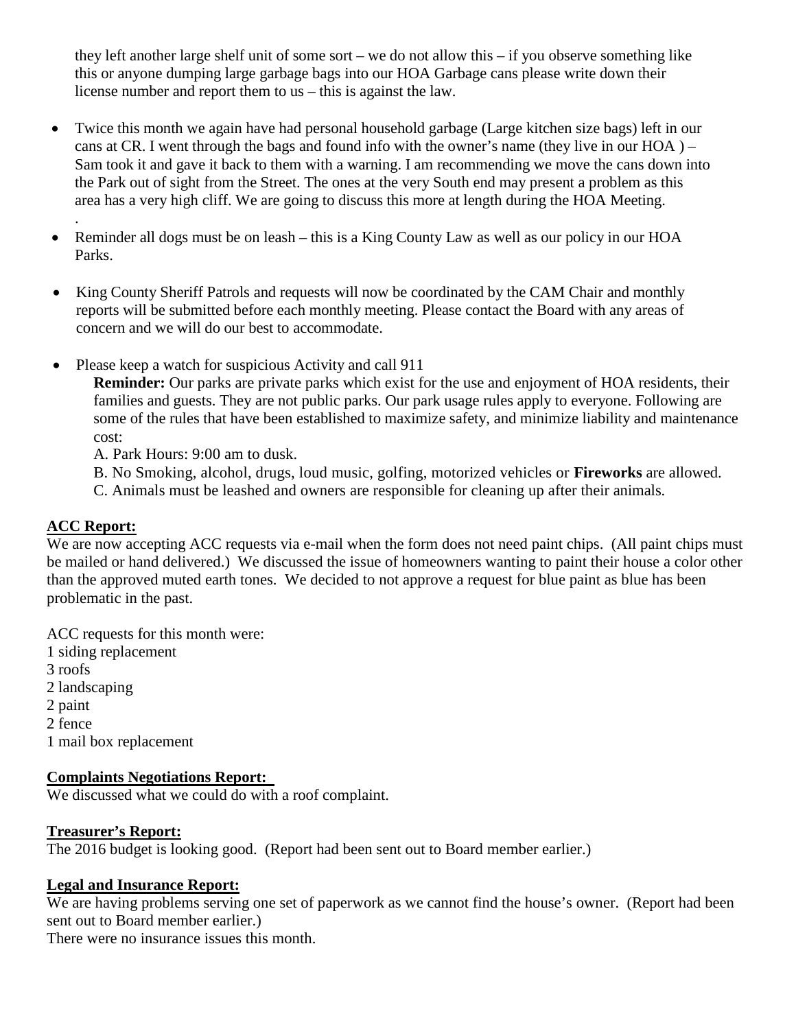they left another large shelf unit of some sort – we do not allow this – if you observe something like this or anyone dumping large garbage bags into our HOA Garbage cans please write down their license number and report them to us – this is against the law.

- Twice this month we again have had personal household garbage (Large kitchen size bags) left in our cans at CR. I went through the bags and found info with the owner's name (they live in our HOA ) – Sam took it and gave it back to them with a warning. I am recommending we move the cans down into the Park out of sight from the Street. The ones at the very South end may present a problem as this area has a very high cliff. We are going to discuss this more at length during the HOA Meeting.
.
- Reminder all dogs must be on leash – this is a King County Law as well as our policy in our HOA Parks.
- King County Sheriff Patrols and requests will now be coordinated by the CAM Chair and monthly reports will be submitted before each monthly meeting. Please contact the Board with any areas of concern and we will do our best to accommodate.
- Please keep a watch for suspicious Activity and call 911

  **Reminder:** Our parks are private parks which exist for the use and enjoyment of HOA residents, their families and guests. They are not public parks. Our park usage rules apply to everyone. Following are some of the rules that have been established to maximize safety, and minimize liability and maintenance cost:

  A. Park Hours: 9:00 am to dusk.

  B. No Smoking, alcohol, drugs, loud music, golfing, motorized vehicles or **Fireworks** are allowed.

  C. Animals must be leashed and owners are responsible for cleaning up after their animals.

**ACC Report:**

We are now accepting ACC requests via e-mail when the form does not need paint chips. (All paint chips must be mailed or hand delivered.) We discussed the issue of homeowners wanting to paint their house a color other than the approved muted earth tones. We decided to not approve a request for blue paint as blue has been problematic in the past.

ACC requests for this month were:
1 siding replacement
3 roofs
2 landscaping
2 paint
2 fence
1 mail box replacement

**Complaints Negotiations Report:**

We discussed what we could do with a roof complaint.

**Treasurer's Report:**

The 2016 budget is looking good. (Report had been sent out to Board member earlier.)

**Legal and Insurance Report:**

We are having problems serving one set of paperwork as we cannot find the house's owner. (Report had been sent out to Board member earlier.)
There were no insurance issues this month.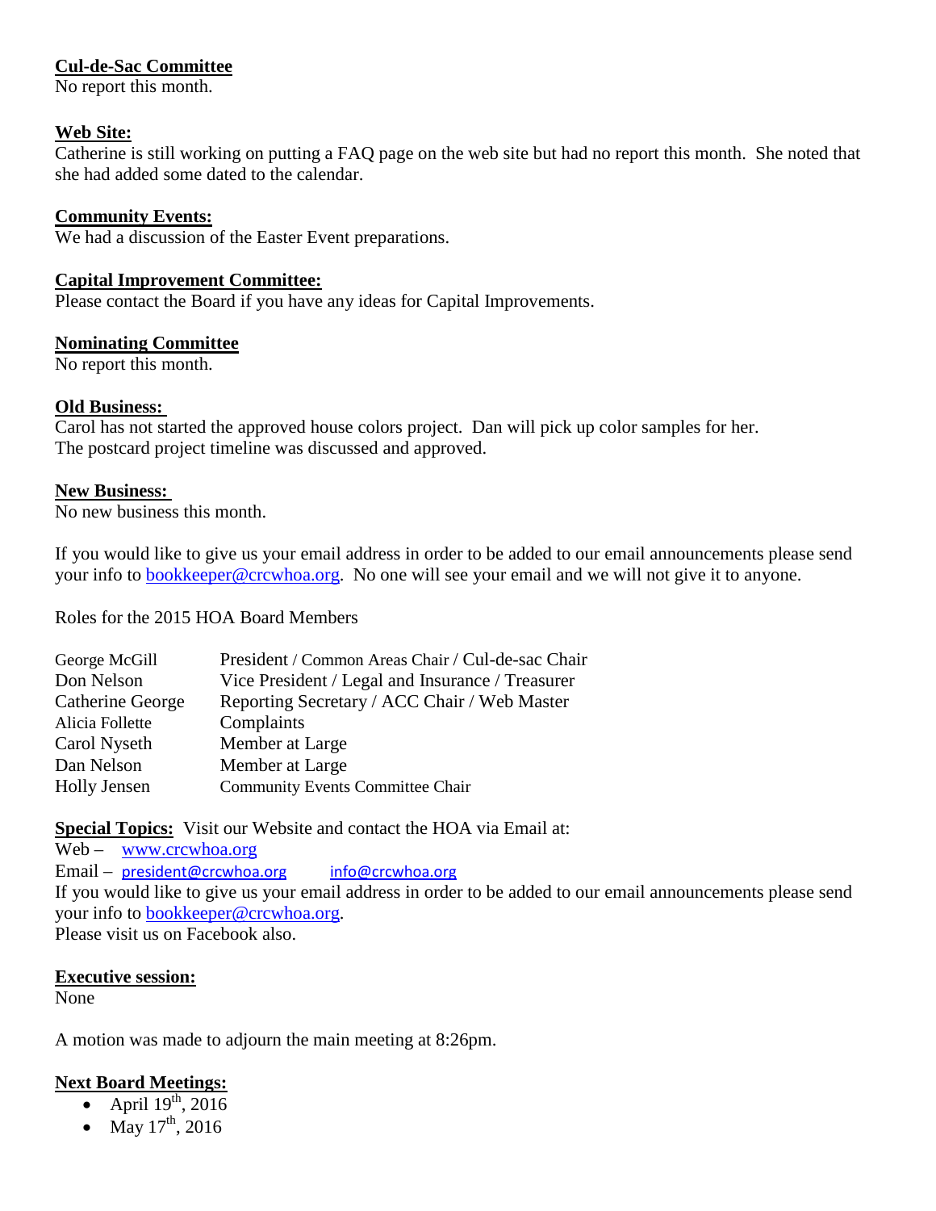**Cul-de-Sac Committee**

No report this month.

**Web Site:**

Catherine is still working on putting a FAQ page on the web site but had no report this month. She noted that she had added some dated to the calendar.

**Community Events:**

We had a discussion of the Easter Event preparations.

**Capital Improvement Committee:**

Please contact the Board if you have any ideas for Capital Improvements.

**Nominating Committee**

No report this month.

**Old Business:**

Carol has not started the approved house colors project. Dan will pick up color samples for her.
The postcard project timeline was discussed and approved.

**New Business:**

No new business this month.

If you would like to give us your email address in order to be added to our email announcements please send your info to bookkeeper@crcwhoa.org. No one will see your email and we will not give it to anyone.

Roles for the 2015 HOA Board Members

| | |
|---|---|
| George McGill | President / Common Areas Chair / Cul-de-sac Chair |
| Don Nelson | Vice President / Legal and Insurance / Treasurer |
| Catherine George | Reporting Secretary / ACC Chair / Web Master |
| Alicia Follette | Complaints |
| Carol Nyseth | Member at Large |
| Dan Nelson | Member at Large |
| Holly Jensen | Community Events Committee Chair |

**Special Topics:** Visit our Website and contact the HOA via Email at:

Web – www.crcwhoa.org

Email – president@crcwhoa.org info@crcwhoa.org

If you would like to give us your email address in order to be added to our email announcements please send your info to bookkeeper@crcwhoa.org.

Please visit us on Facebook also.

**Executive session:**

None

A motion was made to adjourn the main meeting at 8:26pm.

**Next Board Meetings:**

- April 19th, 2016
- May 17th, 2016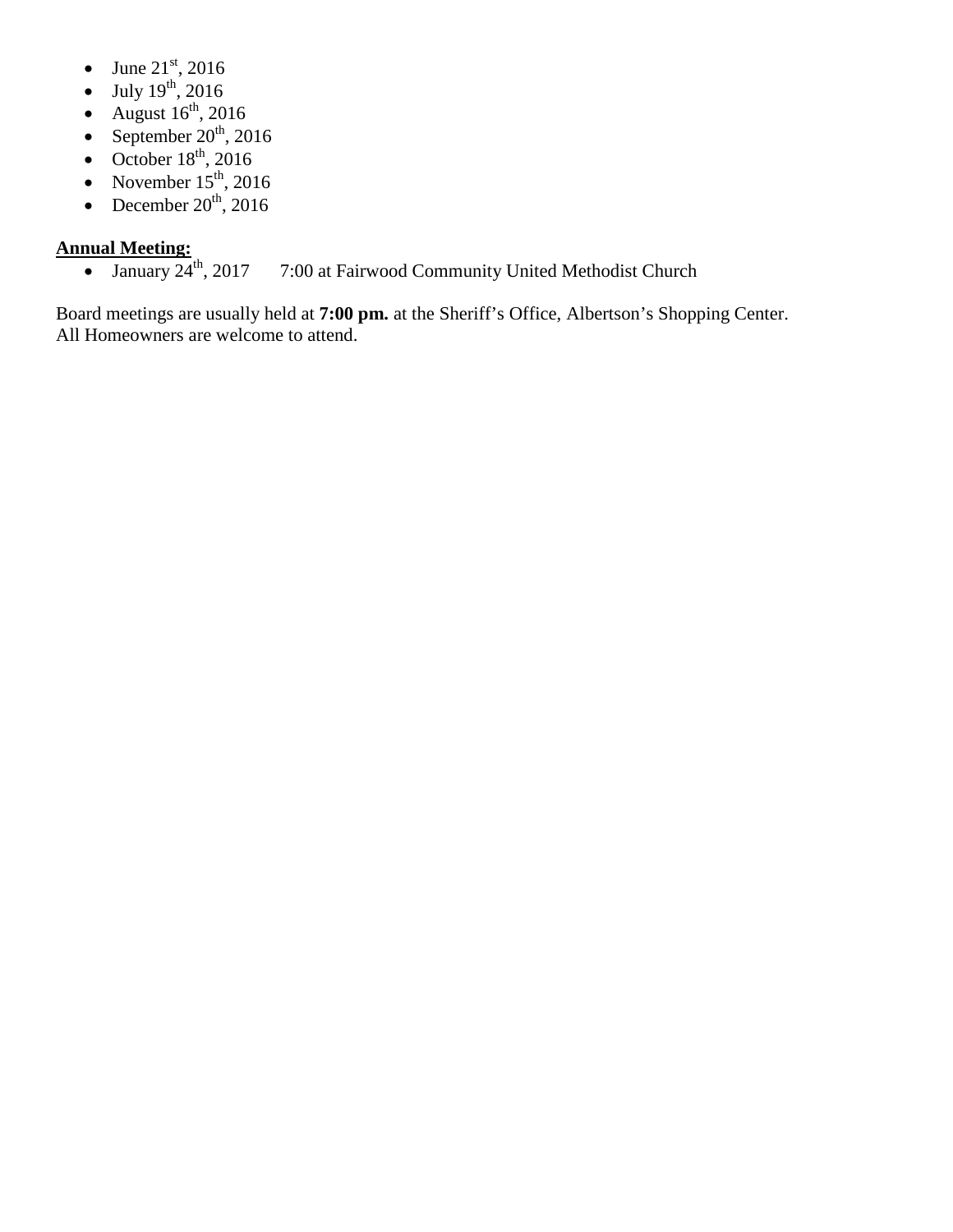- June 21st, 2016
- July 19th, 2016
- August 16th, 2016
- September 20th, 2016
- October 18th, 2016
- November 15th, 2016
- December 20th, 2016

**Annual Meeting:**

- January 24th, 2017 7:00 at Fairwood Community United Methodist Church

Board meetings are usually held at **7:00 pm.** at the Sheriff's Office, Albertson's Shopping Center.
All Homeowners are welcome to attend.